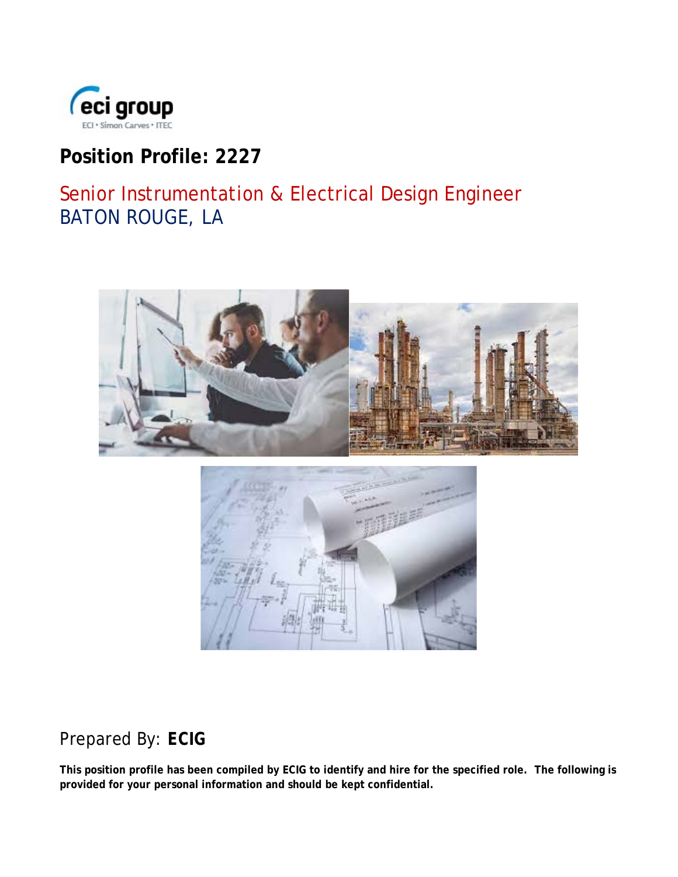# Position Profile: 2227

## Senior Instrumentation & Electrical Design Engineer
## BATON ROUGE, LA

Prepared By: **ECIG**

**This position profile has been compiled by ECIG to identify and hire for the specified role. The following is provided for your personal information and should be kept confidential.**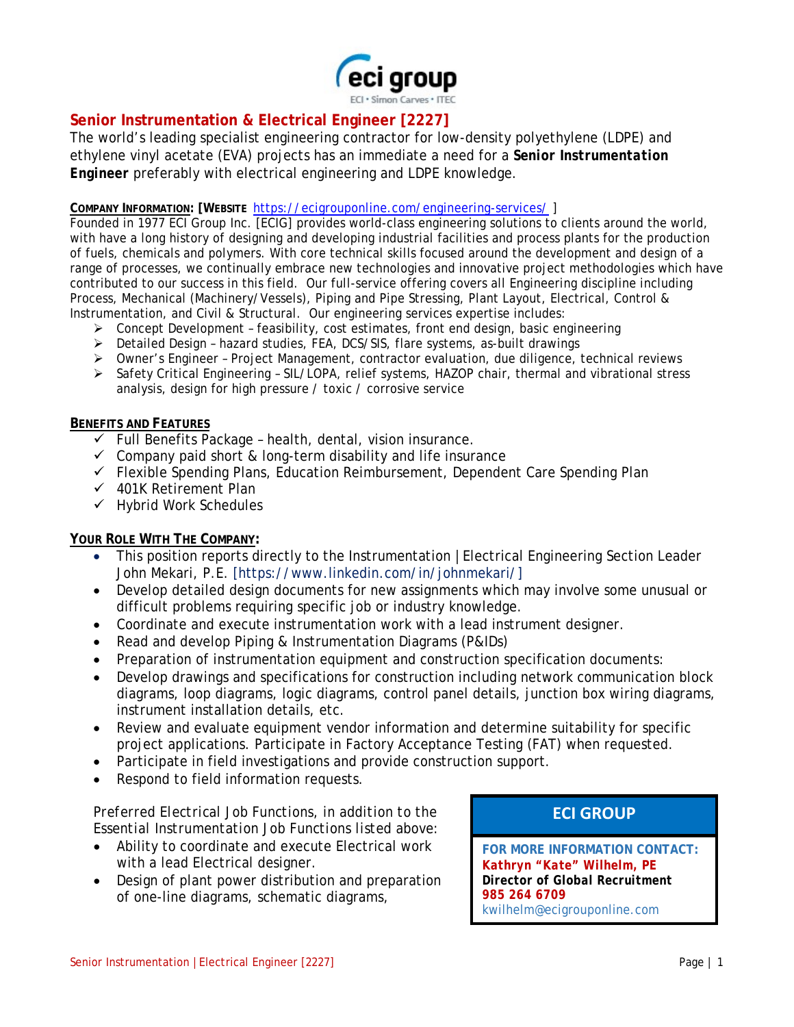## Senior Instrumentation & Electrical Engineer [2227]

The world's leading specialist engineering contractor for low-density polyethylene (LDPE) and ethylene vinyl acetate (EVA) projects has an immediate a need for a **Senior Instrumentation Engineer** preferably with electrical engineering and LDPE knowledge.

**COMPANY INFORMATION: [WEBSITE** https://ecigrouponline.com/engineering-services/ ]

Founded in 1977 ECI Group Inc. [ECIG] provides world-class engineering solutions to clients around the world, with have a long history of designing and developing industrial facilities and process plants for the production of fuels, chemicals and polymers. With core technical skills focused around the development and design of a range of processes, we continually embrace new technologies and innovative project methodologies which have contributed to our success in this field. Our full-service offering covers all Engineering discipline including Process, Mechanical (Machinery/Vessels), Piping and Pipe Stressing, Plant Layout, Electrical, Control & Instrumentation, and Civil & Structural. Our engineering services expertise includes:

- Concept Development – feasibility, cost estimates, front end design, basic engineering
- Detailed Design – hazard studies, FEA, DCS/SIS, flare systems, as-built drawings
- Owner's Engineer – Project Management, contractor evaluation, due diligence, technical reviews
- Safety Critical Engineering – SIL/LOPA, relief systems, HAZOP chair, thermal and vibrational stress analysis, design for high pressure / toxic / corrosive service

**BENEFITS AND FEATURES**

- ✓ Full Benefits Package – health, dental, vision insurance.
- ✓ Company paid short & long-term disability and life insurance
- ✓ Flexible Spending Plans, Education Reimbursement, Dependent Care Spending Plan
- ✓ 401K Retirement Plan
- ✓ Hybrid Work Schedules

**YOUR ROLE WITH THE COMPANY:**

- This position reports directly to the Instrumentation | Electrical Engineering Section Leader John Mekari, P.E. [https://www.linkedin.com/in/johnmekari/]
- Develop detailed design documents for new assignments which may involve some unusual or difficult problems requiring specific job or industry knowledge.
- Coordinate and execute instrumentation work with a lead instrument designer.
- Read and develop Piping & Instrumentation Diagrams (P&IDs)
- Preparation of instrumentation equipment and construction specification documents:
- Develop drawings and specifications for construction including network communication block diagrams, loop diagrams, logic diagrams, control panel details, junction box wiring diagrams, instrument installation details, etc.
- Review and evaluate equipment vendor information and determine suitability for specific project applications. Participate in Factory Acceptance Testing (FAT) when requested.
- Participate in field investigations and provide construction support.
- Respond to field information requests.

Preferred Electrical Job Functions, in addition to the Essential Instrumentation Job Functions listed above:

- Ability to coordinate and execute Electrical work with a lead Electrical designer.
- Design of plant power distribution and preparation of one-line diagrams, schematic diagrams,

**ECI GROUP**

**FOR MORE INFORMATION CONTACT:**
**Kathryn "Kate" Wilhelm, PE**
**Director of Global Recruitment**
**985 264 6709**
kwilhelm@ecigrouponline.com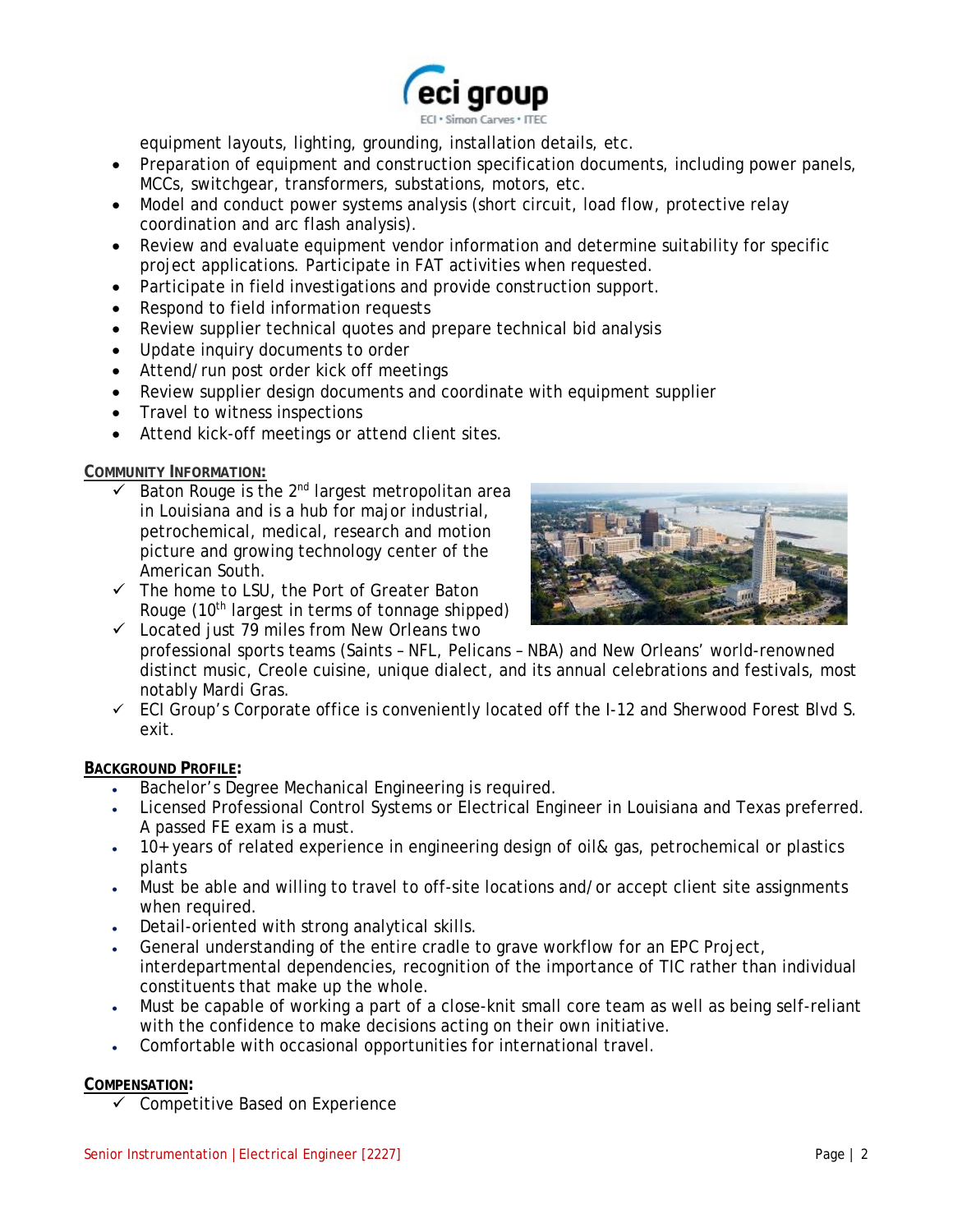equipment layouts, lighting, grounding, installation details, etc.

- Preparation of equipment and construction specification documents, including power panels, MCCs, switchgear, transformers, substations, motors, etc.
- Model and conduct power systems analysis (short circuit, load flow, protective relay coordination and arc flash analysis).
- Review and evaluate equipment vendor information and determine suitability for specific project applications. Participate in FAT activities when requested.
- Participate in field investigations and provide construction support.
- Respond to field information requests
- Review supplier technical quotes and prepare technical bid analysis
- Update inquiry documents to order
- Attend/run post order kick off meetings
- Review supplier design documents and coordinate with equipment supplier
- Travel to witness inspections
- Attend kick-off meetings or attend client sites.

**COMMUNITY INFORMATION:**

- ✓ Baton Rouge is the 2nd largest metropolitan area in Louisiana and is a hub for major industrial, petrochemical, medical, research and motion picture and growing technology center of the American South.
- ✓ The home to LSU, the Port of Greater Baton Rouge (10th largest in terms of tonnage shipped)
- ✓ Located just 79 miles from New Orleans two professional sports teams (Saints – NFL, Pelicans – NBA) and New Orleans' world-renowned distinct music, Creole cuisine, unique dialect, and its annual celebrations and festivals, most notably Mardi Gras.
- ✓ ECI Group's Corporate office is conveniently located off the I-12 and Sherwood Forest Blvd S. exit.

**BACKGROUND PROFILE:**

- Bachelor's Degree Mechanical Engineering is required.
- Licensed Professional Control Systems or Electrical Engineer in Louisiana and Texas preferred. A passed FE exam is a must.
- 10+ years of related experience in engineering design of oil& gas, petrochemical or plastics plants
- Must be able and willing to travel to off-site locations and/or accept client site assignments when required.
- Detail-oriented with strong analytical skills.
- General understanding of the entire cradle to grave workflow for an EPC Project, interdepartmental dependencies, recognition of the importance of TIC rather than individual constituents that make up the whole.
- Must be capable of working a part of a close-knit small core team as well as being self-reliant with the confidence to make decisions acting on their own initiative.
- Comfortable with occasional opportunities for international travel.

**COMPENSATION:**

- ✓ Competitive Based on Experience